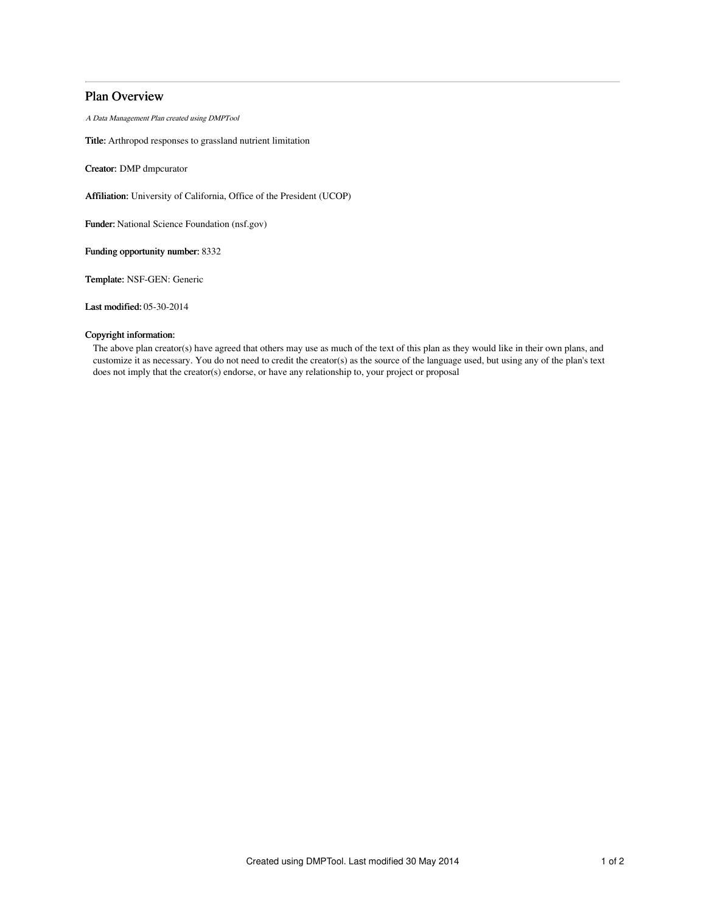## Plan Overview

*A Data Management Plan created using DMPTool*

**Title:** Arthropod responses to grassland nutrient limitation

**Creator:** DMP dmpcurator

**Affiliation:** University of California, Office of the President (UCOP)

**Funder:** National Science Foundation (nsf.gov)

**Funding opportunity number:** 8332

**Template:** NSF-GEN: Generic

**Last modified:** 05-30-2014

**Copyright information:**

The above plan creator(s) have agreed that others may use as much of the text of this plan as they would like in their own plans, and customize it as necessary. You do not need to credit the creator(s) as the source of the language used, but using any of the plan's text does not imply that the creator(s) endorse, or have any relationship to, your project or proposal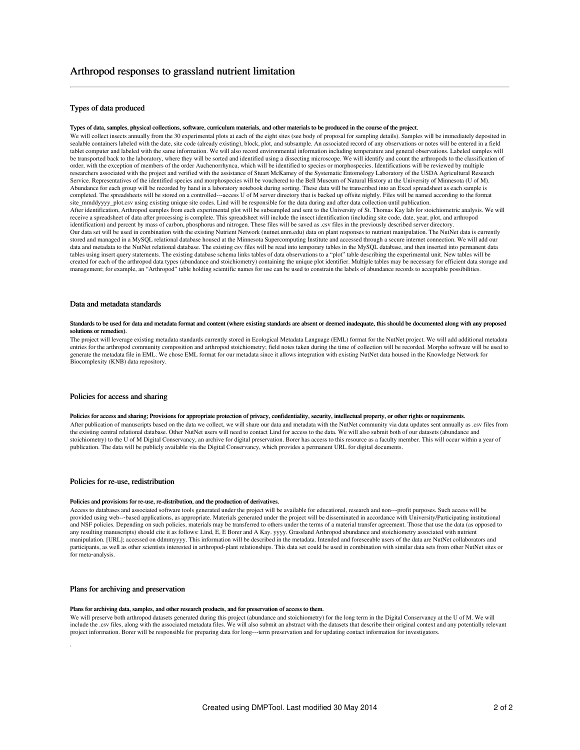# Arthropod responses to grassland nutrient limitation

## Types of data produced

**Types of data, samples, physical collections, software, curriculum materials, and other materials to be produced in the course of the project.**

We will collect insects annually from the 30 experimental plots at each of the eight sites (see body of proposal for sampling details). Samples will be immediately deposited in sealable containers labeled with the date, site code (already existing), block, plot, and subsample. An associated record of any observations or notes will be entered in a field tablet computer and labeled with the same information. We will also record environmental information including temperature and general observations. Labeled samples will be transported back to the laboratory, where they will be sorted and identified using a dissecting microscope. We will identify and count the arthropods to the classification of order, with the exception of members of the order Auchenorrhynca, which will be identified to species or morphospecies. Identifications will be reviewed by multiple researchers associated with the project and verified with the assistance of Stuart McKamey of the Systematic Entomology Laboratory of the USDA Agricultural Research Service. Representatives of the identified species and morphospecies will be vouchered to the Bell Museum of Natural History at the University of Minnesota (U of M). Abundance for each group will be recorded by hand in a laboratory notebook during sorting. These data will be transcribed into an Excel spreadsheet as each sample is completed. The spreadsheets will be stored on a controlled---access U of M server directory that is backed up offsite nightly. Files will be named according to the format site_mmddyyyy_plot.csv using existing unique site codes. Lind will be responsible for the data during and after data collection until publication.
After identification, Arthropod samples from each experimental plot will be subsampled and sent to the University of St. Thomas Kay lab for stoichiometric analysis. We will receive a spreadsheet of data after processing is complete. This spreadsheet will include the insect identification (including site code, date, year, plot, and arthropod identification) and percent by mass of carbon, phosphorus and nitrogen. These files will be saved as .csv files in the previously described server directory.
Our data set will be used in combination with the existing Nutrient Network (nutnet.unm.edu) data on plant responses to nutrient manipulation. The NutNet data is currently stored and managed in a MySQL relational database housed at the Minnesota Supercomputing Institute and accessed through a secure internet connection. We will add our data and metadata to the NutNet relational database. The existing csv files will be read into temporary tables in the MySQL database, and then inserted into permanent data tables using insert query statements. The existing database schema links tables of data observations to a "plot" table describing the experimental unit. New tables will be created for each of the arthropod data types (abundance and stoichiometry) containing the unique plot identifier. Multiple tables may be necessary for efficient data storage and management; for example, an "Arthropod" table holding scientific names for use can be used to constrain the labels of abundance records to acceptable possibilities.

## Data and metadata standards

**Standards to be used for data and metadata format and content (where existing standards are absent or deemed inadequate, this should be documented along with any proposed solutions or remedies).**

The project will leverage existing metadata standards currently stored in Ecological Metadata Language (EML) format for the NutNet project. We will add additional metadata entries for the arthropod community composition and arthropod stoichiometry; field notes taken during the time of collection will be recorded. Morpho software will be used to generate the metadata file in EML. We chose EML format for our metadata since it allows integration with existing NutNet data housed in the Knowledge Network for Biocomplexity (KNB) data repository.

## Policies for access and sharing

**Policies for access and sharing; Provisions for appropriate protection of privacy, confidentiality, security, intellectual property, or other rights or requirements.**

After publication of manuscripts based on the data we collect, we will share our data and metadata with the NutNet community via data updates sent annually as .csv files from the existing central relational database. Other NutNet users will need to contact Lind for access to the data. We will also submit both of our datasets (abundance and stoichiometry) to the U of M Digital Conservancy, an archive for digital preservation. Borer has access to this resource as a faculty member. This will occur within a year of publication. The data will be publicly available via the Digital Conservancy, which provides a permanent URL for digital documents.

## Policies for re-use, redistribution

**Policies and provisions for re-use, re-distribution, and the production of derivatives.**

Access to databases and associated software tools generated under the project will be available for educational, research and non---profit purposes. Such access will be provided using web---based applications, as appropriate. Materials generated under the project will be disseminated in accordance with University/Participating institutional and NSF policies. Depending on such policies, materials may be transferred to others under the terms of a material transfer agreement. Those that use the data (as opposed to any resulting manuscripts) should cite it as follows: Lind, E, E Borer and A Kay. yyyy. Grassland Arthropod abundance and stoichiometry associated with nutrient manipulation. [URL]; accessed on ddmmyyyy. This information will be described in the metadata. Intended and foreseeable users of the data are NutNet collaborators and participants, as well as other scientists interested in arthropod-plant relationships. This data set could be used in combination with similar data sets from other NutNet sites or for meta-analysis.

## Plans for archiving and preservation

**Plans for archiving data, samples, and other research products, and for preservation of access to them.**

We will preserve both arthropod datasets generated during this project (abundance and stoichiometry) for the long term in the Digital Conservancy at the U of M. We will include the .csv files, along with the associated metadata files. We will also submit an abstract with the datasets that describe their original context and any potentially relevant project information. Borer will be responsible for preparing data for long---term preservation and for updating contact information for investigators.